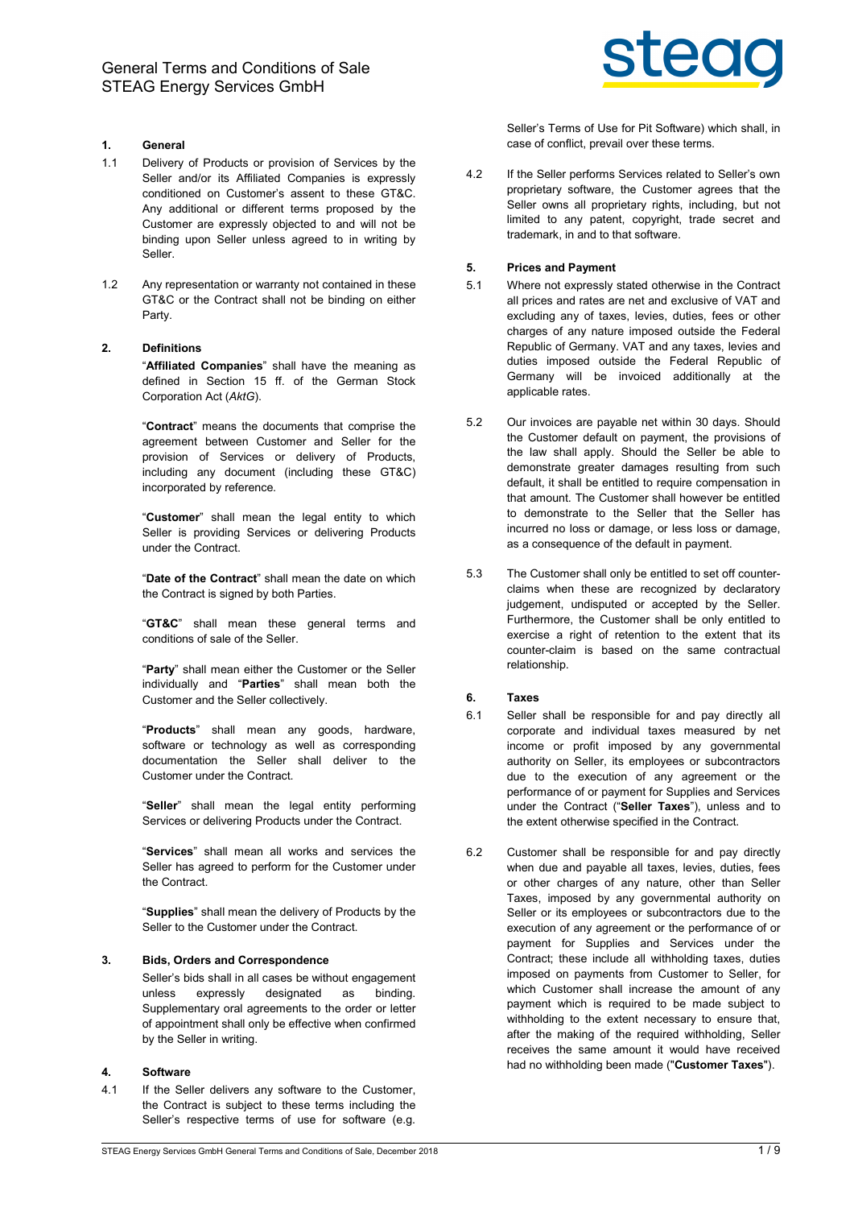# General Terms and Conditions of Sale STEAG Energy Services GmbH

## 1. General

1.1 Delivery of Products or provision of Services by the Seller and/or its Affiliated Companies is expressly conditioned on Customer's assent to these GT&C. Any additional or different terms proposed by the Customer are expressly objected to and will not be binding upon Seller unless agreed to in writing by Seller.

1.2 Any representation or warranty not contained in these GT&C or the Contract shall not be binding on either Party.

## 2. Definitions

"**Affiliated Companies**" shall have the meaning as defined in Section 15 ff. of the German Stock Corporation Act (*AktG*).

"**Contract**" means the documents that comprise the agreement between Customer and Seller for the provision of Services or delivery of Products, including any document (including these GT&C) incorporated by reference.

"**Customer**" shall mean the legal entity to which Seller is providing Services or delivering Products under the Contract.

"**Date of the Contract**" shall mean the date on which the Contract is signed by both Parties.

"**GT&C**" shall mean these general terms and conditions of sale of the Seller.

"**Party**" shall mean either the Customer or the Seller individually and "**Parties**" shall mean both the Customer and the Seller collectively.

"**Products**" shall mean any goods, hardware, software or technology as well as corresponding documentation the Seller shall deliver to the Customer under the Contract.

"**Seller**" shall mean the legal entity performing Services or delivering Products under the Contract.

"**Services**" shall mean all works and services the Seller has agreed to perform for the Customer under the Contract.

"**Supplies**" shall mean the delivery of Products by the Seller to the Customer under the Contract.

## 3. Bids, Orders and Correspondence

Seller's bids shall in all cases be without engagement unless expressly designated as binding. Supplementary oral agreements to the order or letter of appointment shall only be effective when confirmed by the Seller in writing.

## 4. Software

4.1 If the Seller delivers any software to the Customer, the Contract is subject to these terms including the Seller's respective terms of use for software (e.g. Seller's Terms of Use for Pit Software) which shall, in case of conflict, prevail over these terms.

4.2 If the Seller performs Services related to Seller's own proprietary software, the Customer agrees that the Seller owns all proprietary rights, including, but not limited to any patent, copyright, trade secret and trademark, in and to that software.

## 5. Prices and Payment

5.1 Where not expressly stated otherwise in the Contract all prices and rates are net and exclusive of VAT and excluding any of taxes, levies, duties, fees or other charges of any nature imposed outside the Federal Republic of Germany. VAT and any taxes, levies and duties imposed outside the Federal Republic of Germany will be invoiced additionally at the applicable rates.

5.2 Our invoices are payable net within 30 days. Should the Customer default on payment, the provisions of the law shall apply. Should the Seller be able to demonstrate greater damages resulting from such default, it shall be entitled to require compensation in that amount. The Customer shall however be entitled to demonstrate to the Seller that the Seller has incurred no loss or damage, or less loss or damage, as a consequence of the default in payment.

5.3 The Customer shall only be entitled to set off counter-claims when these are recognized by declaratory judgement, undisputed or accepted by the Seller. Furthermore, the Customer shall be only entitled to exercise a right of retention to the extent that its counter-claim is based on the same contractual relationship.

## 6. Taxes

6.1 Seller shall be responsible for and pay directly all corporate and individual taxes measured by net income or profit imposed by any governmental authority on Seller, its employees or subcontractors due to the execution of any agreement or the performance of or payment for Supplies and Services under the Contract ("**Seller Taxes**"), unless and to the extent otherwise specified in the Contract.

6.2 Customer shall be responsible for and pay directly when due and payable all taxes, levies, duties, fees or other charges of any nature, other than Seller Taxes, imposed by any governmental authority on Seller or its employees or subcontractors due to the execution of any agreement or the performance of or payment for Supplies and Services under the Contract; these include all withholding taxes, duties imposed on payments from Customer to Seller, for which Customer shall increase the amount of any payment which is required to be made subject to withholding to the extent necessary to ensure that, after the making of the required withholding, Seller receives the same amount it would have received had no withholding been made ("**Customer Taxes**").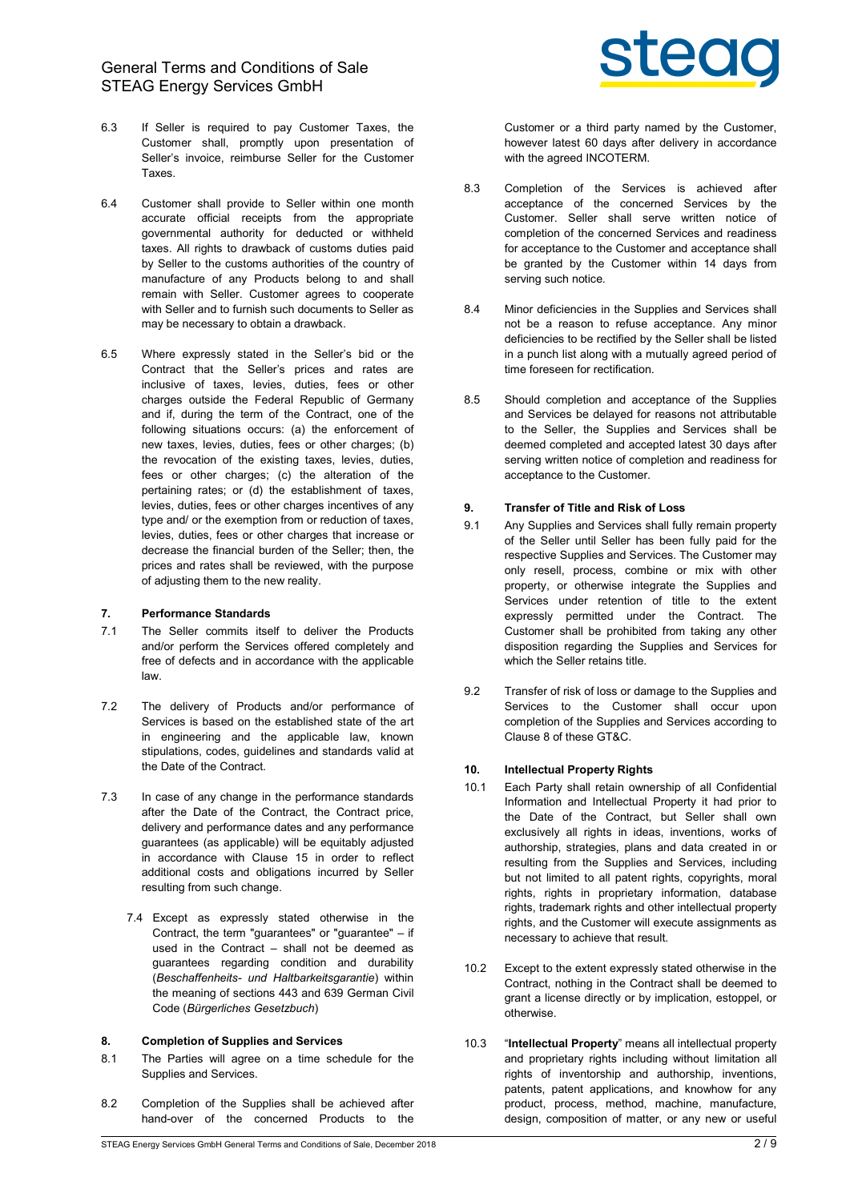6.3 If Seller is required to pay Customer Taxes, the Customer shall, promptly upon presentation of Seller's invoice, reimburse Seller for the Customer Taxes.

6.4 Customer shall provide to Seller within one month accurate official receipts from the appropriate governmental authority for deducted or withheld taxes. All rights to drawback of customs duties paid by Seller to the customs authorities of the country of manufacture of any Products belong to and shall remain with Seller. Customer agrees to cooperate with Seller and to furnish such documents to Seller as may be necessary to obtain a drawback.

6.5 Where expressly stated in the Seller's bid or the Contract that the Seller's prices and rates are inclusive of taxes, levies, duties, fees or other charges outside the Federal Republic of Germany and if, during the term of the Contract, one of the following situations occurs: (a) the enforcement of new taxes, levies, duties, fees or other charges; (b) the revocation of the existing taxes, levies, duties, fees or other charges; (c) the alteration of the pertaining rates; or (d) the establishment of taxes, levies, duties, fees or other charges incentives of any type and/ or the exemption from or reduction of taxes, levies, duties, fees or other charges that increase or decrease the financial burden of the Seller; then, the prices and rates shall be reviewed, with the purpose of adjusting them to the new reality.

## 7. Performance Standards

7.1 The Seller commits itself to deliver the Products and/or perform the Services offered completely and free of defects and in accordance with the applicable law.

7.2 The delivery of Products and/or performance of Services is based on the established state of the art in engineering and the applicable law, known stipulations, codes, guidelines and standards valid at the Date of the Contract.

7.3 In case of any change in the performance standards after the Date of the Contract, the Contract price, delivery and performance dates and any performance guarantees (as applicable) will be equitably adjusted in accordance with Clause 15 in order to reflect additional costs and obligations incurred by Seller resulting from such change.

7.4 Except as expressly stated otherwise in the Contract, the term "guarantees" or "guarantee" – if used in the Contract – shall not be deemed as guarantees regarding condition and durability (*Beschaffenheits- und Haltbarkeitsgarantie*) within the meaning of sections 443 and 639 German Civil Code (*Bürgerliches Gesetzbuch*)

## 8. Completion of Supplies and Services

8.1 The Parties will agree on a time schedule for the Supplies and Services.

8.2 Completion of the Supplies shall be achieved after hand-over of the concerned Products to the Customer or a third party named by the Customer, however latest 60 days after delivery in accordance with the agreed INCOTERM.

8.3 Completion of the Services is achieved after acceptance of the concerned Services by the Customer. Seller shall serve written notice of completion of the concerned Services and readiness for acceptance to the Customer and acceptance shall be granted by the Customer within 14 days from serving such notice.

8.4 Minor deficiencies in the Supplies and Services shall not be a reason to refuse acceptance. Any minor deficiencies to be rectified by the Seller shall be listed in a punch list along with a mutually agreed period of time foreseen for rectification.

8.5 Should completion and acceptance of the Supplies and Services be delayed for reasons not attributable to the Seller, the Supplies and Services shall be deemed completed and accepted latest 30 days after serving written notice of completion and readiness for acceptance to the Customer.

## 9. Transfer of Title and Risk of Loss

9.1 Any Supplies and Services shall fully remain property of the Seller until Seller has been fully paid for the respective Supplies and Services. The Customer may only resell, process, combine or mix with other property, or otherwise integrate the Supplies and Services under retention of title to the extent expressly permitted under the Contract. The Customer shall be prohibited from taking any other disposition regarding the Supplies and Services for which the Seller retains title.

9.2 Transfer of risk of loss or damage to the Supplies and Services to the Customer shall occur upon completion of the Supplies and Services according to Clause 8 of these GT&C.

## 10. Intellectual Property Rights

10.1 Each Party shall retain ownership of all Confidential Information and Intellectual Property it had prior to the Date of the Contract, but Seller shall own exclusively all rights in ideas, inventions, works of authorship, strategies, plans and data created in or resulting from the Supplies and Services, including but not limited to all patent rights, copyrights, moral rights, rights in proprietary information, database rights, trademark rights and other intellectual property rights, and the Customer will execute assignments as necessary to achieve that result.

10.2 Except to the extent expressly stated otherwise in the Contract, nothing in the Contract shall be deemed to grant a license directly or by implication, estoppel, or otherwise.

10.3 "**Intellectual Property**" means all intellectual property and proprietary rights including without limitation all rights of inventorship and authorship, inventions, patents, patent applications, and knowhow for any product, process, method, machine, manufacture, design, composition of matter, or any new or useful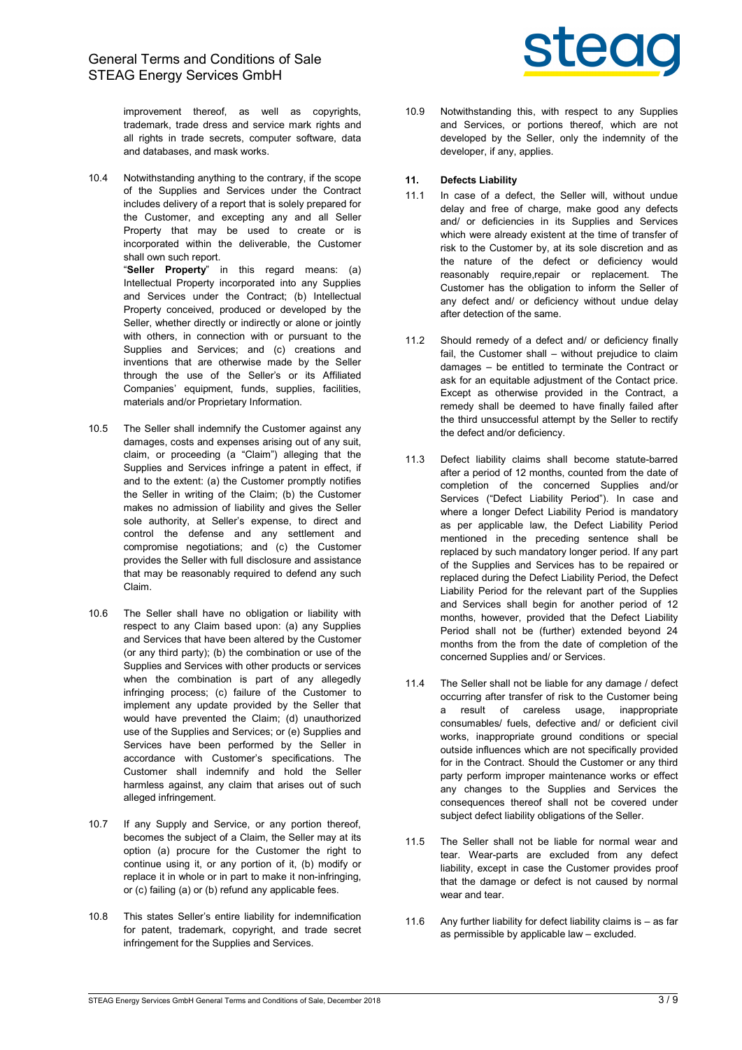improvement thereof, as well as copyrights, trademark, trade dress and service mark rights and all rights in trade secrets, computer software, data and databases, and mask works.

10.4 Notwithstanding anything to the contrary, if the scope of the Supplies and Services under the Contract includes delivery of a report that is solely prepared for the Customer, and excepting any and all Seller Property that may be used to create or is incorporated within the deliverable, the Customer shall own such report.
"**Seller Property**" in this regard means: (a) Intellectual Property incorporated into any Supplies and Services under the Contract; (b) Intellectual Property conceived, produced or developed by the Seller, whether directly or indirectly or alone or jointly with others, in connection with or pursuant to the Supplies and Services; and (c) creations and inventions that are otherwise made by the Seller through the use of the Seller's or its Affiliated Companies' equipment, funds, supplies, facilities, materials and/or Proprietary Information.

10.5 The Seller shall indemnify the Customer against any damages, costs and expenses arising out of any suit, claim, or proceeding (a "Claim") alleging that the Supplies and Services infringe a patent in effect, if and to the extent: (a) the Customer promptly notifies the Seller in writing of the Claim; (b) the Customer makes no admission of liability and gives the Seller sole authority, at Seller's expense, to direct and control the defense and any settlement and compromise negotiations; and (c) the Customer provides the Seller with full disclosure and assistance that may be reasonably required to defend any such Claim.

10.6 The Seller shall have no obligation or liability with respect to any Claim based upon: (a) any Supplies and Services that have been altered by the Customer (or any third party); (b) the combination or use of the Supplies and Services with other products or services when the combination is part of any allegedly infringing process; (c) failure of the Customer to implement any update provided by the Seller that would have prevented the Claim; (d) unauthorized use of the Supplies and Services; or (e) Supplies and Services have been performed by the Seller in accordance with Customer's specifications. The Customer shall indemnify and hold the Seller harmless against, any claim that arises out of such alleged infringement.

10.7 If any Supply and Service, or any portion thereof, becomes the subject of a Claim, the Seller may at its option (a) procure for the Customer the right to continue using it, or any portion of it, (b) modify or replace it in whole or in part to make it non-infringing, or (c) failing (a) or (b) refund any applicable fees.

10.8 This states Seller's entire liability for indemnification for patent, trademark, copyright, and trade secret infringement for the Supplies and Services.

10.9 Notwithstanding this, with respect to any Supplies and Services, or portions thereof, which are not developed by the Seller, only the indemnity of the developer, if any, applies.

## 11. Defects Liability

11.1 In case of a defect, the Seller will, without undue delay and free of charge, make good any defects and/ or deficiencies in its Supplies and Services which were already existent at the time of transfer of risk to the Customer by, at its sole discretion and as the nature of the defect or deficiency would reasonably require,repair or replacement. The Customer has the obligation to inform the Seller of any defect and/ or deficiency without undue delay after detection of the same.

11.2 Should remedy of a defect and/ or deficiency finally fail, the Customer shall – without prejudice to claim damages – be entitled to terminate the Contract or ask for an equitable adjustment of the Contact price. Except as otherwise provided in the Contract, a remedy shall be deemed to have finally failed after the third unsuccessful attempt by the Seller to rectify the defect and/or deficiency.

11.3 Defect liability claims shall become statute-barred after a period of 12 months, counted from the date of completion of the concerned Supplies and/or Services ("Defect Liability Period"). In case and where a longer Defect Liability Period is mandatory as per applicable law, the Defect Liability Period mentioned in the preceding sentence shall be replaced by such mandatory longer period. If any part of the Supplies and Services has to be repaired or replaced during the Defect Liability Period, the Defect Liability Period for the relevant part of the Supplies and Services shall begin for another period of 12 months, however, provided that the Defect Liability Period shall not be (further) extended beyond 24 months from the from the date of completion of the concerned Supplies and/ or Services.

11.4 The Seller shall not be liable for any damage / defect occurring after transfer of risk to the Customer being a result of careless usage, inappropriate consumables/ fuels, defective and/ or deficient civil works, inappropriate ground conditions or special outside influences which are not specifically provided for in the Contract. Should the Customer or any third party perform improper maintenance works or effect any changes to the Supplies and Services the consequences thereof shall not be covered under subject defect liability obligations of the Seller.

11.5 The Seller shall not be liable for normal wear and tear. Wear-parts are excluded from any defect liability, except in case the Customer provides proof that the damage or defect is not caused by normal wear and tear.

11.6 Any further liability for defect liability claims is – as far as permissible by applicable law – excluded.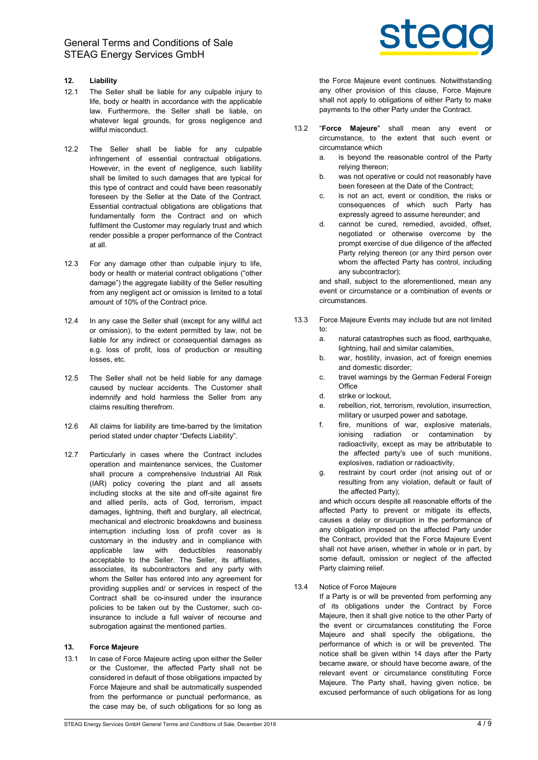## 12. Liability

12.1 The Seller shall be liable for any culpable injury to life, body or health in accordance with the applicable law. Furthermore, the Seller shall be liable, on whatever legal grounds, for gross negligence and willful misconduct.

12.2 The Seller shall be liable for any culpable infringement of essential contractual obligations. However, in the event of negligence, such liability shall be limited to such damages that are typical for this type of contract and could have been reasonably foreseen by the Seller at the Date of the Contract. Essential contractual obligations are obligations that fundamentally form the Contract and on which fulfilment the Customer may regularly trust and which render possible a proper performance of the Contract at all.

12.3 For any damage other than culpable injury to life, body or health or material contract obligations ("other damage") the aggregate liability of the Seller resulting from any negligent act or omission is limited to a total amount of 10% of the Contract price.

12.4 In any case the Seller shall (except for any willful act or omission), to the extent permitted by law, not be liable for any indirect or consequential damages as e.g. loss of profit, loss of production or resulting losses, etc.

12.5 The Seller shall not be held liable for any damage caused by nuclear accidents. The Customer shall indemnify and hold harmless the Seller from any claims resulting therefrom.

12.6 All claims for liability are time-barred by the limitation period stated under chapter "Defects Liability".

12.7 Particularly in cases where the Contract includes operation and maintenance services, the Customer shall procure a comprehensive Industrial All Risk (IAR) policy covering the plant and all assets including stocks at the site and off-site against fire and allied perils, acts of God, terrorism, impact damages, lightning, theft and burglary, all electrical, mechanical and electronic breakdowns and business interruption including loss of profit cover as is customary in the industry and in compliance with applicable law with deductibles reasonably acceptable to the Seller. The Seller, its affiliates, associates, its subcontractors and any party with whom the Seller has entered into any agreement for providing supplies and/ or services in respect of the Contract shall be co-insured under the insurance policies to be taken out by the Customer, such co-insurance to include a full waiver of recourse and subrogation against the mentioned parties.

## 13. Force Majeure

13.1 In case of Force Majeure acting upon either the Seller or the Customer, the affected Party shall not be considered in default of those obligations impacted by Force Majeure and shall be automatically suspended from the performance or punctual performance, as the case may be, of such obligations for so long as the Force Majeure event continues. Notwithstanding any other provision of this clause, Force Majeure shall not apply to obligations of either Party to make payments to the other Party under the Contract.

13.2 "**Force Majeure**" shall mean any event or circumstance, to the extent that such event or circumstance which

a. is beyond the reasonable control of the Party relying thereon;

b. was not operative or could not reasonably have been foreseen at the Date of the Contract;

c. is not an act, event or condition, the risks or consequences of which such Party has expressly agreed to assume hereunder; and

d. cannot be cured, remedied, avoided, offset, negotiated or otherwise overcome by the prompt exercise of due diligence of the affected Party relying thereon (or any third person over whom the affected Party has control, including any subcontractor);

and shall, subject to the aforementioned, mean any event or circumstance or a combination of events or circumstances.

13.3 Force Majeure Events may include but are not limited to:

a. natural catastrophes such as flood, earthquake, lightning, hail and similar calamities,

b. war, hostility, invasion, act of foreign enemies and domestic disorder;

c. travel warnings by the German Federal Foreign Office

d. strike or lockout,

e. rebellion, riot, terrorism, revolution, insurrection, military or usurped power and sabotage,

f. fire, munitions of war, explosive materials, ionising radiation or contamination by radioactivity, except as may be attributable to the affected party's use of such munitions, explosives, radiation or radioactivity,

g. restraint by court order (not arising out of or resulting from any violation, default or fault of the affected Party);

and which occurs despite all reasonable efforts of the affected Party to prevent or mitigate its effects, causes a delay or disruption in the performance of any obligation imposed on the affected Party under the Contract, provided that the Force Majeure Event shall not have arisen, whether in whole or in part, by some default, omission or neglect of the affected Party claiming relief.

13.4 Notice of Force Majeure

If a Party is or will be prevented from performing any of its obligations under the Contract by Force Majeure, then it shall give notice to the other Party of the event or circumstances constituting the Force Majeure and shall specify the obligations, the performance of which is or will be prevented. The notice shall be given within 14 days after the Party became aware, or should have become aware, of the relevant event or circumstance constituting Force Majeure. The Party shall, having given notice, be excused performance of such obligations for as long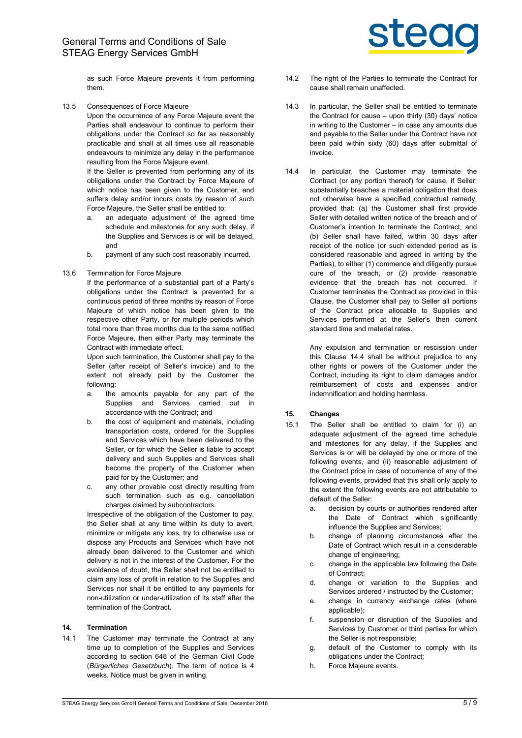as such Force Majeure prevents it from performing them.

13.5 Consequences of Force Majeure

Upon the occurrence of any Force Majeure event the Parties shall endeavour to continue to perform their obligations under the Contract so far as reasonably practicable and shall at all times use all reasonable endeavours to minimize any delay in the performance resulting from the Force Majeure event.

If the Seller is prevented from performing any of its obligations under the Contract by Force Majeure of which notice has been given to the Customer, and suffers delay and/or incurs costs by reason of such Force Majeure, the Seller shall be entitled to:

a. an adequate adjustment of the agreed time schedule and milestones for any such delay, if the Supplies and Services is or will be delayed, and
b. payment of any such cost reasonably incurred.

13.6 Termination for Force Majeure

If the performance of a substantial part of a Party's obligations under the Contract is prevented for a continuous period of three months by reason of Force Majeure of which notice has been given to the respective other Party, or for multiple periods which total more than three months due to the same notified Force Majeure, then either Party may terminate the Contract with immediate effect.

Upon such termination, the Customer shall pay to the Seller (after receipt of Seller's invoice) and to the extent not already paid by the Customer the following:

a. the amounts payable for any part of the Supplies and Services carried out in accordance with the Contract; and
b. the cost of equipment and materials, including transportation costs, ordered for the Supplies and Services which have been delivered to the Seller, or for which the Seller is liable to accept delivery and such Supplies and Services shall become the property of the Customer when paid for by the Customer; and
c. any other provable cost directly resulting from such termination such as e.g. cancellation charges claimed by subcontractors.

Irrespective of the obligation of the Customer to pay, the Seller shall at any time within its duty to avert, minimize or mitigate any loss, try to otherwise use or dispose any Products and Services which have not already been delivered to the Customer and which delivery is not in the interest of the Customer. For the avoidance of doubt, the Seller shall not be entitled to claim any loss of profit in relation to the Supplies and Services nor shall it be entitled to any payments for non-utilization or under-utilization of its staff after the termination of the Contract.

## 14. Termination

14.1 The Customer may terminate the Contract at any time up to completion of the Supplies and Services according to section 648 of the German Civil Code (*Bürgerliches Gesetzbuch*). The term of notice is 4 weeks. Notice must be given in writing.

14.2 The right of the Parties to terminate the Contract for cause shall remain unaffected.

14.3 In particular, the Seller shall be entitled to terminate the Contract for cause – upon thirty (30) days' notice in writing to the Customer – in case any amounts due and payable to the Seller under the Contract have not been paid within sixty (60) days after submittal of invoice.

14.4 In particular, the Customer may terminate the Contract (or any portion thereof) for cause, if Seller: substantially breaches a material obligation that does not otherwise have a specified contractual remedy, provided that: (a) the Customer shall first provide Seller with detailed written notice of the breach and of Customer's intention to terminate the Contract, and (b) Seller shall have failed, within 30 days after receipt of the notice (or such extended period as is considered reasonable and agreed in writing by the Parties), to either (1) commence and diligently pursue cure of the breach, or (2) provide reasonable evidence that the breach has not occurred. If Customer terminates the Contract as provided in this Clause, the Customer shall pay to Seller all portions of the Contract price allocable to Supplies and Services performed at the Seller's then current standard time and material rates.

Any expulsion and termination or rescission under this Clause 14.4 shall be without prejudice to any other rights or powers of the Customer under the Contract, including its right to claim damages and/or reimbursement of costs and expenses and/or indemnification and holding harmless.

## 15. Changes

15.1 The Seller shall be entitled to claim for (i) an adequate adjustment of the agreed time schedule and milestones for any delay, if the Supplies and Services is or will be delayed by one or more of the following events, and (ii) reasonable adjustment of the Contract price in case of occurrence of any of the following events, provided that this shall only apply to the extent the following events are not attributable to default of the Seller:

a. decision by courts or authorities rendered after the Date of Contract which significantly influence the Supplies and Services;
b. change of planning circumstances after the Date of Contract which result in a considerable change of engineering;
c. change in the applicable law following the Date of Contract;
d. change or variation to the Supplies and Services ordered / instructed by the Customer;
e. change in currency exchange rates (where applicable);
f. suspension or disruption of the Supplies and Services by Customer or third parties for which the Seller is not responsible;
g. default of the Customer to comply with its obligations under the Contract;
h. Force Majeure events.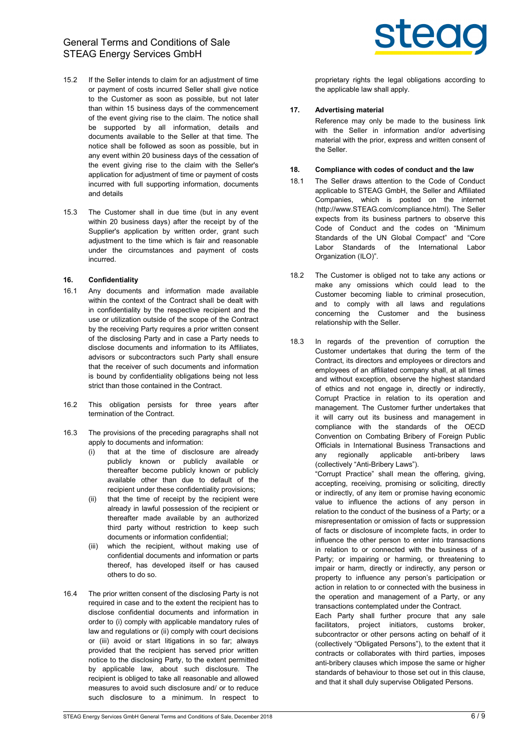15.2 If the Seller intends to claim for an adjustment of time or payment of costs incurred Seller shall give notice to the Customer as soon as possible, but not later than within 15 business days of the commencement of the event giving rise to the claim. The notice shall be supported by all information, details and documents available to the Seller at that time. The notice shall be followed as soon as possible, but in any event within 20 business days of the cessation of the event giving rise to the claim with the Seller's application for adjustment of time or payment of costs incurred with full supporting information, documents and details

15.3 The Customer shall in due time (but in any event within 20 business days) after the receipt by of the Supplier's application by written order, grant such adjustment to the time which is fair and reasonable under the circumstances and payment of costs incurred.

**16. Confidentiality**

16.1 Any documents and information made available within the context of the Contract shall be dealt with in confidentiality by the respective recipient and the use or utilization outside of the scope of the Contract by the receiving Party requires a prior written consent of the disclosing Party and in case a Party needs to disclose documents and information to its Affiliates, advisors or subcontractors such Party shall ensure that the receiver of such documents and information is bound by confidentiality obligations being not less strict than those contained in the Contract.

16.2 This obligation persists for three years after termination of the Contract.

16.3 The provisions of the preceding paragraphs shall not apply to documents and information:

(i) that at the time of disclosure are already publicly known or publicly available or thereafter become publicly known or publicly available other than due to default of the recipient under these confidentiality provisions;

(ii) that the time of receipt by the recipient were already in lawful possession of the recipient or thereafter made available by an authorized third party without restriction to keep such documents or information confidential;

(iii) which the recipient, without making use of confidential documents and information or parts thereof, has developed itself or has caused others to do so.

16.4 The prior written consent of the disclosing Party is not required in case and to the extent the recipient has to disclose confidential documents and information in order to (i) comply with applicable mandatory rules of law and regulations or (ii) comply with court decisions or (iii) avoid or start litigations in so far; always provided that the recipient has served prior written notice to the disclosing Party, to the extent permitted by applicable law, about such disclosure. The recipient is obliged to take all reasonable and allowed measures to avoid such disclosure and/ or to reduce such disclosure to a minimum. In respect to proprietary rights the legal obligations according to the applicable law shall apply.

**17. Advertising material**

Reference may only be made to the business link with the Seller in information and/or advertising material with the prior, express and written consent of the Seller.

**18. Compliance with codes of conduct and the law**

18.1 The Seller draws attention to the Code of Conduct applicable to STEAG GmbH, the Seller and Affiliated Companies, which is posted on the internet (http://www.STEAG.com/compliance.html). The Seller expects from its business partners to observe this Code of Conduct and the codes on "Minimum Standards of the UN Global Compact" and "Core Labor Standards of the International Labor Organization (ILO)".

18.2 The Customer is obliged not to take any actions or make any omissions which could lead to the Customer becoming liable to criminal prosecution, and to comply with all laws and regulations concerning the Customer and the business relationship with the Seller.

18.3 In regards of the prevention of corruption the Customer undertakes that during the term of the Contract, its directors and employees or directors and employees of an affiliated company shall, at all times and without exception, observe the highest standard of ethics and not engage in, directly or indirectly, Corrupt Practice in relation to its operation and management. The Customer further undertakes that it will carry out its business and management in compliance with the standards of the OECD Convention on Combating Bribery of Foreign Public Officials in International Business Transactions and any regionally applicable anti-bribery laws (collectively "Anti-Bribery Laws").

"Corrupt Practice" shall mean the offering, giving, accepting, receiving, promising or soliciting, directly or indirectly, of any item or promise having economic value to influence the actions of any person in relation to the conduct of the business of a Party; or a misrepresentation or omission of facts or suppression of facts or disclosure of incomplete facts, in order to influence the other person to enter into transactions in relation to or connected with the business of a Party; or impairing or harming, or threatening to impair or harm, directly or indirectly, any person or property to influence any person's participation or action in relation to or connected with the business in the operation and management of a Party, or any transactions contemplated under the Contract.

Each Party shall further procure that any sale facilitators, project initiators, customs broker, subcontractor or other persons acting on behalf of it (collectively "Obligated Persons"), to the extent that it contracts or collaborates with third parties, imposes anti-bribery clauses which impose the same or higher standards of behaviour to those set out in this clause, and that it shall duly supervise Obligated Persons.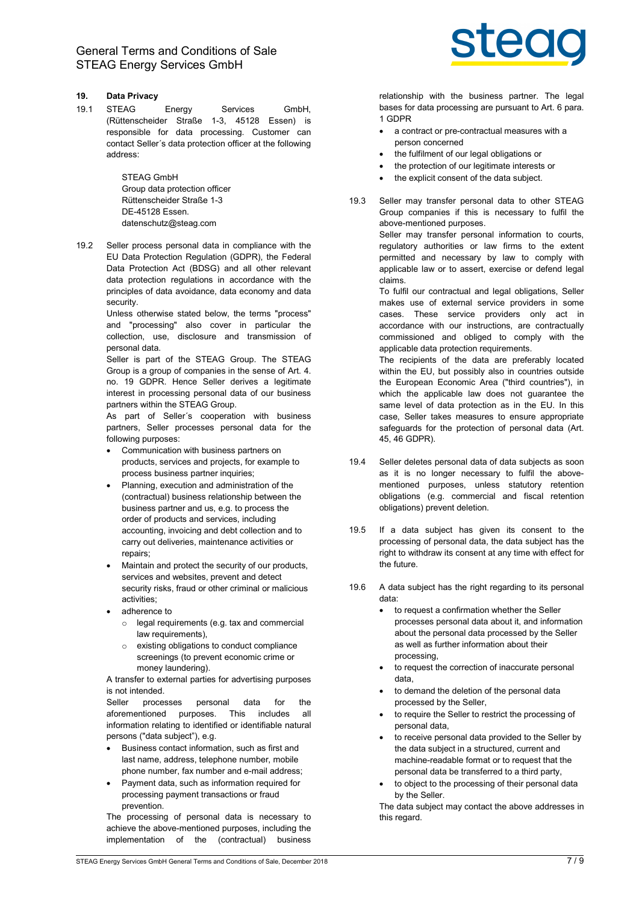## 19. Data Privacy

19.1 STEAG Energy Services GmbH, (Rüttenscheider Straße 1-3, 45128 Essen) is responsible for data processing. Customer can contact Seller´s data protection officer at the following address:

STEAG GmbH
Group data protection officer
Rüttenscheider Straße 1-3
DE-45128 Essen.
datenschutz@steag.com

19.2 Seller process personal data in compliance with the EU Data Protection Regulation (GDPR), the Federal Data Protection Act (BDSG) and all other relevant data protection regulations in accordance with the principles of data avoidance, data economy and data security.

Unless otherwise stated below, the terms "process" and "processing" also cover in particular the collection, use, disclosure and transmission of personal data.

Seller is part of the STEAG Group. The STEAG Group is a group of companies in the sense of Art. 4. no. 19 GDPR. Hence Seller derives a legitimate interest in processing personal data of our business partners within the STEAG Group.

As part of Seller´s cooperation with business partners, Seller processes personal data for the following purposes:

- Communication with business partners on products, services and projects, for example to process business partner inquiries;
- Planning, execution and administration of the (contractual) business relationship between the business partner and us, e.g. to process the order of products and services, including accounting, invoicing and debt collection and to carry out deliveries, maintenance activities or repairs;
- Maintain and protect the security of our products, services and websites, prevent and detect security risks, fraud or other criminal or malicious activities;
- adherence to
  - legal requirements (e.g. tax and commercial law requirements),
  - existing obligations to conduct compliance screenings (to prevent economic crime or money laundering).

A transfer to external parties for advertising purposes is not intended.

Seller processes personal data for the aforementioned purposes. This includes all information relating to identified or identifiable natural persons ("data subject"), e.g.

- Business contact information, such as first and last name, address, telephone number, mobile phone number, fax number and e-mail address;
- Payment data, such as information required for processing payment transactions or fraud prevention.

The processing of personal data is necessary to achieve the above-mentioned purposes, including the implementation of the (contractual) business relationship with the business partner. The legal bases for data processing are pursuant to Art. 6 para. 1 GDPR

- a contract or pre-contractual measures with a person concerned
- the fulfilment of our legal obligations or
- the protection of our legitimate interests or
- the explicit consent of the data subject.

19.3 Seller may transfer personal data to other STEAG Group companies if this is necessary to fulfil the above-mentioned purposes.

Seller may transfer personal information to courts, regulatory authorities or law firms to the extent permitted and necessary by law to comply with applicable law or to assert, exercise or defend legal claims.

To fulfil our contractual and legal obligations, Seller makes use of external service providers in some cases. These service providers only act in accordance with our instructions, are contractually commissioned and obliged to comply with the applicable data protection requirements.

The recipients of the data are preferably located within the EU, but possibly also in countries outside the European Economic Area ("third countries"), in which the applicable law does not guarantee the same level of data protection as in the EU. In this case, Seller takes measures to ensure appropriate safeguards for the protection of personal data (Art. 45, 46 GDPR).

19.4 Seller deletes personal data of data subjects as soon as it is no longer necessary to fulfil the above-mentioned purposes, unless statutory retention obligations (e.g. commercial and fiscal retention obligations) prevent deletion.

19.5 If a data subject has given its consent to the processing of personal data, the data subject has the right to withdraw its consent at any time with effect for the future.

19.6 A data subject has the right regarding to its personal data:

- to request a confirmation whether the Seller processes personal data about it, and information about the personal data processed by the Seller as well as further information about their processing,
- to request the correction of inaccurate personal data,
- to demand the deletion of the personal data processed by the Seller,
- to require the Seller to restrict the processing of personal data,
- to receive personal data provided to the Seller by the data subject in a structured, current and machine-readable format or to request that the personal data be transferred to a third party,
- to object to the processing of their personal data by the Seller.

The data subject may contact the above addresses in this regard.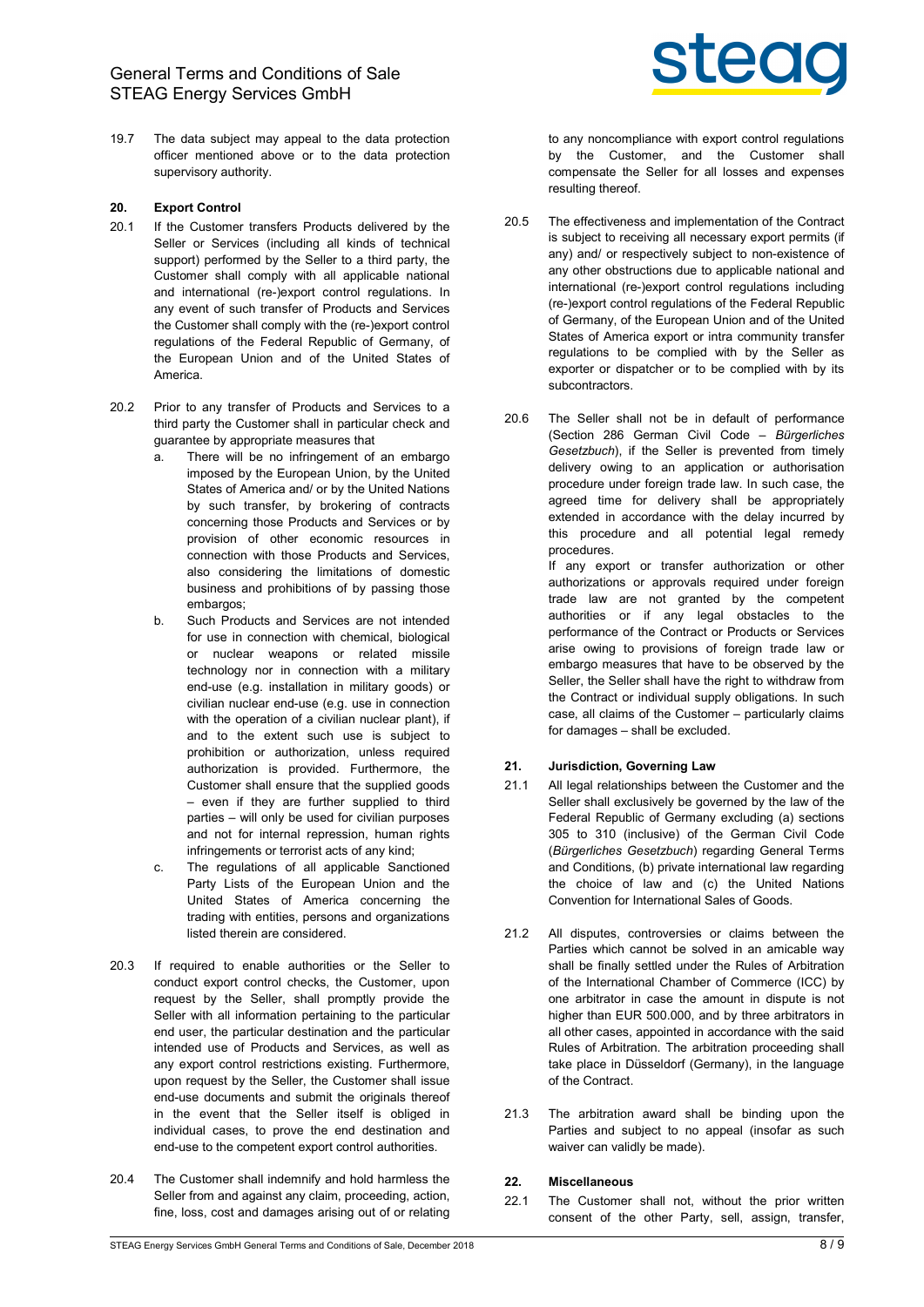19.7 The data subject may appeal to the data protection officer mentioned above or to the data protection supervisory authority.

## 20. Export Control

20.1 If the Customer transfers Products delivered by the Seller or Services (including all kinds of technical support) performed by the Seller to a third party, the Customer shall comply with all applicable national and international (re-)export control regulations. In any event of such transfer of Products and Services the Customer shall comply with the (re-)export control regulations of the Federal Republic of Germany, of the European Union and of the United States of America.

20.2 Prior to any transfer of Products and Services to a third party the Customer shall in particular check and guarantee by appropriate measures that

a. There will be no infringement of an embargo imposed by the European Union, by the United States of America and/ or by the United Nations by such transfer, by brokering of contracts concerning those Products and Services or by provision of other economic resources in connection with those Products and Services, also considering the limitations of domestic business and prohibitions of by passing those embargos;

b. Such Products and Services are not intended for use in connection with chemical, biological or nuclear weapons or related missile technology nor in connection with a military end-use (e.g. installation in military goods) or civilian nuclear end-use (e.g. use in connection with the operation of a civilian nuclear plant), if and to the extent such use is subject to prohibition or authorization, unless required authorization is provided. Furthermore, the Customer shall ensure that the supplied goods – even if they are further supplied to third parties – will only be used for civilian purposes and not for internal repression, human rights infringements or terrorist acts of any kind;

c. The regulations of all applicable Sanctioned Party Lists of the European Union and the United States of America concerning the trading with entities, persons and organizations listed therein are considered.

20.3 If required to enable authorities or the Seller to conduct export control checks, the Customer, upon request by the Seller, shall promptly provide the Seller with all information pertaining to the particular end user, the particular destination and the particular intended use of Products and Services, as well as any export control restrictions existing. Furthermore, upon request by the Seller, the Customer shall issue end-use documents and submit the originals thereof in the event that the Seller itself is obliged in individual cases, to prove the end destination and end-use to the competent export control authorities.

20.4 The Customer shall indemnify and hold harmless the Seller from and against any claim, proceeding, action, fine, loss, cost and damages arising out of or relating to any noncompliance with export control regulations by the Customer, and the Customer shall compensate the Seller for all losses and expenses resulting thereof.

20.5 The effectiveness and implementation of the Contract is subject to receiving all necessary export permits (if any) and/ or respectively subject to non-existence of any other obstructions due to applicable national and international (re-)export control regulations including (re-)export control regulations of the Federal Republic of Germany, of the European Union and of the United States of America export or intra community transfer regulations to be complied with by the Seller as exporter or dispatcher or to be complied with by its subcontractors.

20.6 The Seller shall not be in default of performance (Section 286 German Civil Code – *Bürgerliches Gesetzbuch*), if the Seller is prevented from timely delivery owing to an application or authorisation procedure under foreign trade law. In such case, the agreed time for delivery shall be appropriately extended in accordance with the delay incurred by this procedure and all potential legal remedy procedures.

If any export or transfer authorization or other authorizations or approvals required under foreign trade law are not granted by the competent authorities or if any legal obstacles to the performance of the Contract or Products or Services arise owing to provisions of foreign trade law or embargo measures that have to be observed by the Seller, the Seller shall have the right to withdraw from the Contract or individual supply obligations. In such case, all claims of the Customer – particularly claims for damages – shall be excluded.

## 21. Jurisdiction, Governing Law

21.1 All legal relationships between the Customer and the Seller shall exclusively be governed by the law of the Federal Republic of Germany excluding (a) sections 305 to 310 (inclusive) of the German Civil Code (*Bürgerliches Gesetzbuch*) regarding General Terms and Conditions, (b) private international law regarding the choice of law and (c) the United Nations Convention for International Sales of Goods.

21.2 All disputes, controversies or claims between the Parties which cannot be solved in an amicable way shall be finally settled under the Rules of Arbitration of the International Chamber of Commerce (ICC) by one arbitrator in case the amount in dispute is not higher than EUR 500.000, and by three arbitrators in all other cases, appointed in accordance with the said Rules of Arbitration. The arbitration proceeding shall take place in Düsseldorf (Germany), in the language of the Contract.

21.3 The arbitration award shall be binding upon the Parties and subject to no appeal (insofar as such waiver can validly be made).

## 22. Miscellaneous

22.1 The Customer shall not, without the prior written consent of the other Party, sell, assign, transfer,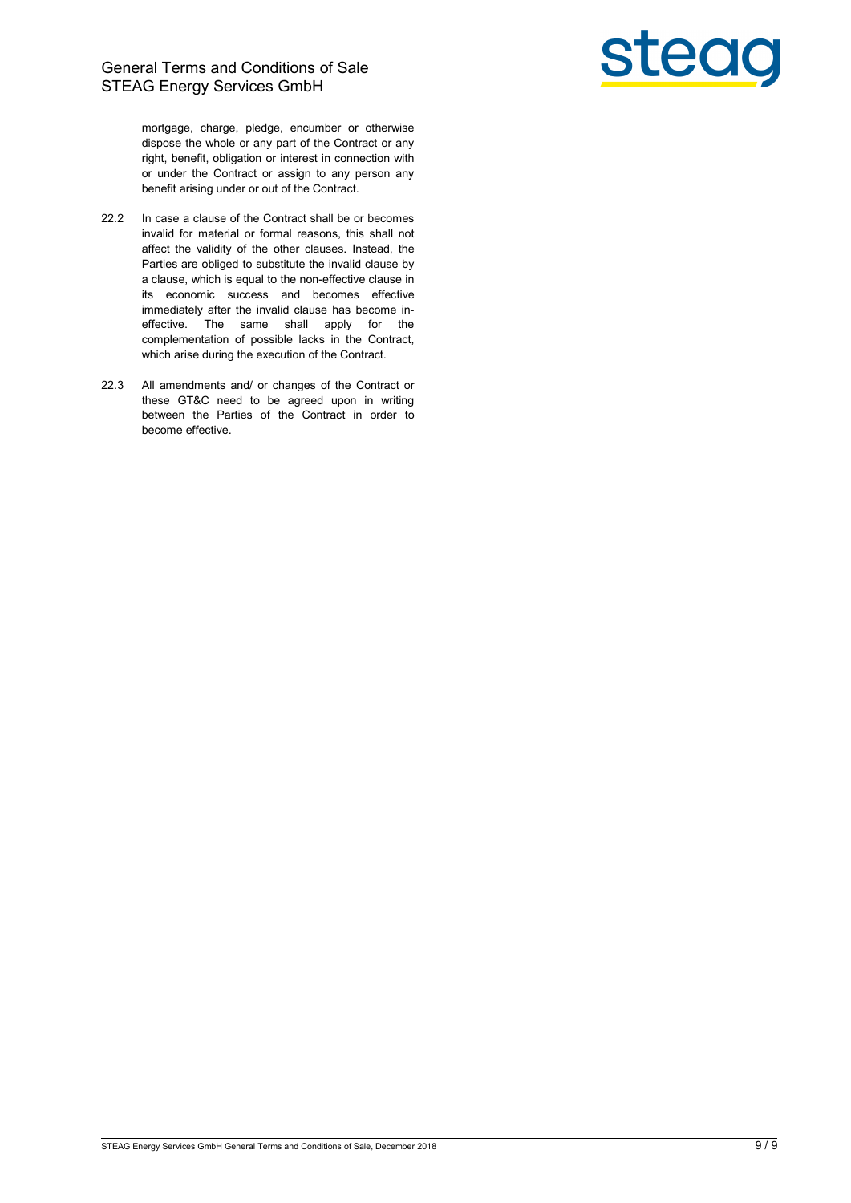mortgage, charge, pledge, encumber or otherwise dispose the whole or any part of the Contract or any right, benefit, obligation or interest in connection with or under the Contract or assign to any person any benefit arising under or out of the Contract.

22.2 In case a clause of the Contract shall be or becomes invalid for material or formal reasons, this shall not affect the validity of the other clauses. Instead, the Parties are obliged to substitute the invalid clause by a clause, which is equal to the non-effective clause in its economic success and becomes effective immediately after the invalid clause has become in-effective. The same shall apply for the complementation of possible lacks in the Contract, which arise during the execution of the Contract.

22.3 All amendments and/ or changes of the Contract or these GT&C need to be agreed upon in writing between the Parties of the Contract in order to become effective.